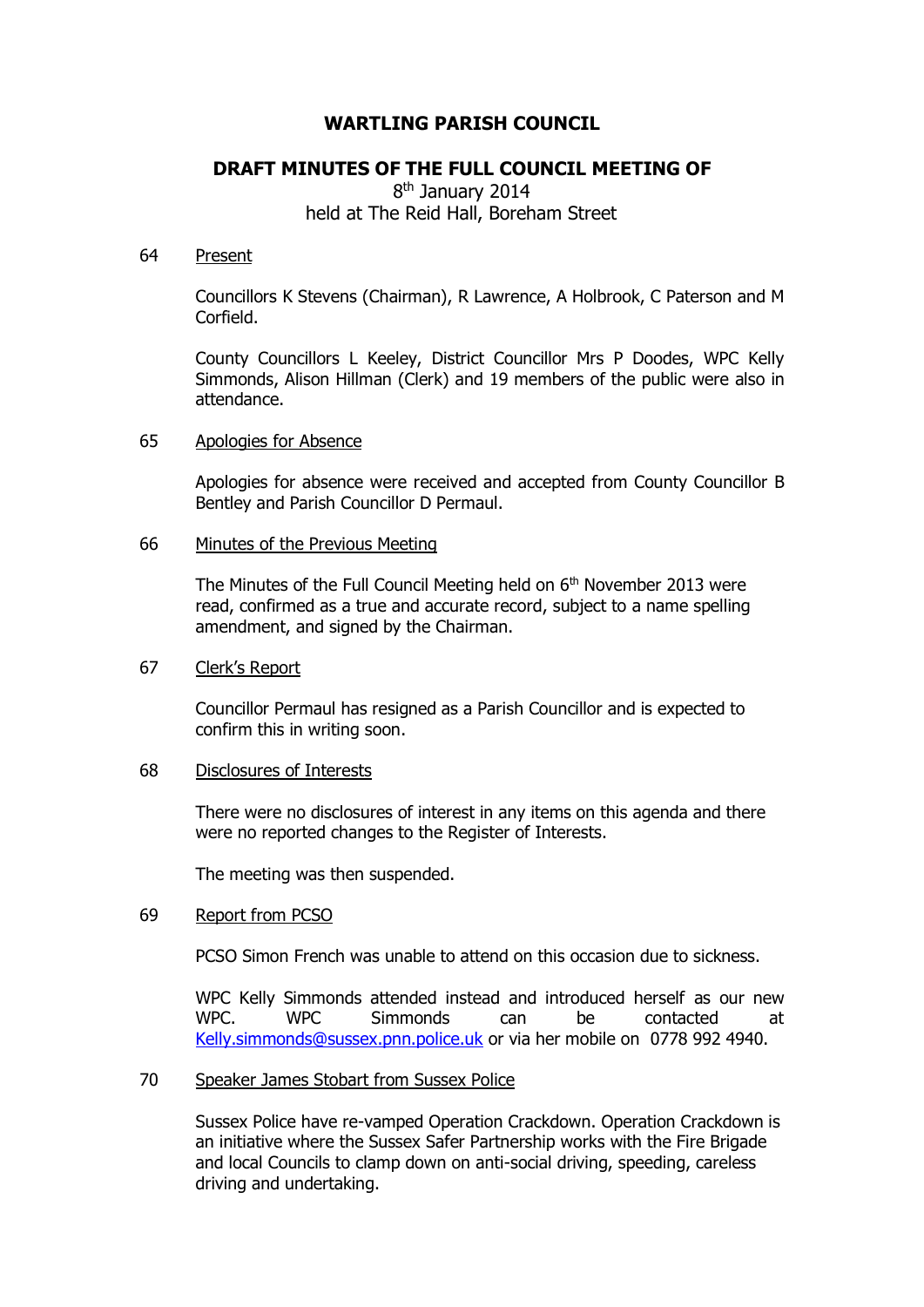# WARTLING PARISH COUNCIL

## DRAFT MINUTES OF THE FULL COUNCIL MEETING OF

8th January 2014
held at The Reid Hall, Boreham Street

64 Present

Councillors K Stevens (Chairman), R Lawrence, A Holbrook, C Paterson and M Corfield.

County Councillors L Keeley, District Councillor Mrs P Doodes, WPC Kelly Simmonds, Alison Hillman (Clerk) and 19 members of the public were also in attendance.

65 Apologies for Absence

Apologies for absence were received and accepted from County Councillor B Bentley and Parish Councillor D Permaul.

66 Minutes of the Previous Meeting

The Minutes of the Full Council Meeting held on 6th November 2013 were read, confirmed as a true and accurate record, subject to a name spelling amendment, and signed by the Chairman.

67 Clerk's Report

Councillor Permaul has resigned as a Parish Councillor and is expected to confirm this in writing soon.

68 Disclosures of Interests

There were no disclosures of interest in any items on this agenda and there were no reported changes to the Register of Interests.

The meeting was then suspended.

69 Report from PCSO

PCSO Simon French was unable to attend on this occasion due to sickness.

WPC Kelly Simmonds attended instead and introduced herself as our new WPC. WPC Simmonds can be contacted at Kelly.simmonds@sussex.pnn.police.uk or via her mobile on 0778 992 4940.

70 Speaker James Stobart from Sussex Police

Sussex Police have re-vamped Operation Crackdown. Operation Crackdown is an initiative where the Sussex Safer Partnership works with the Fire Brigade and local Councils to clamp down on anti-social driving, speeding, careless driving and undertaking.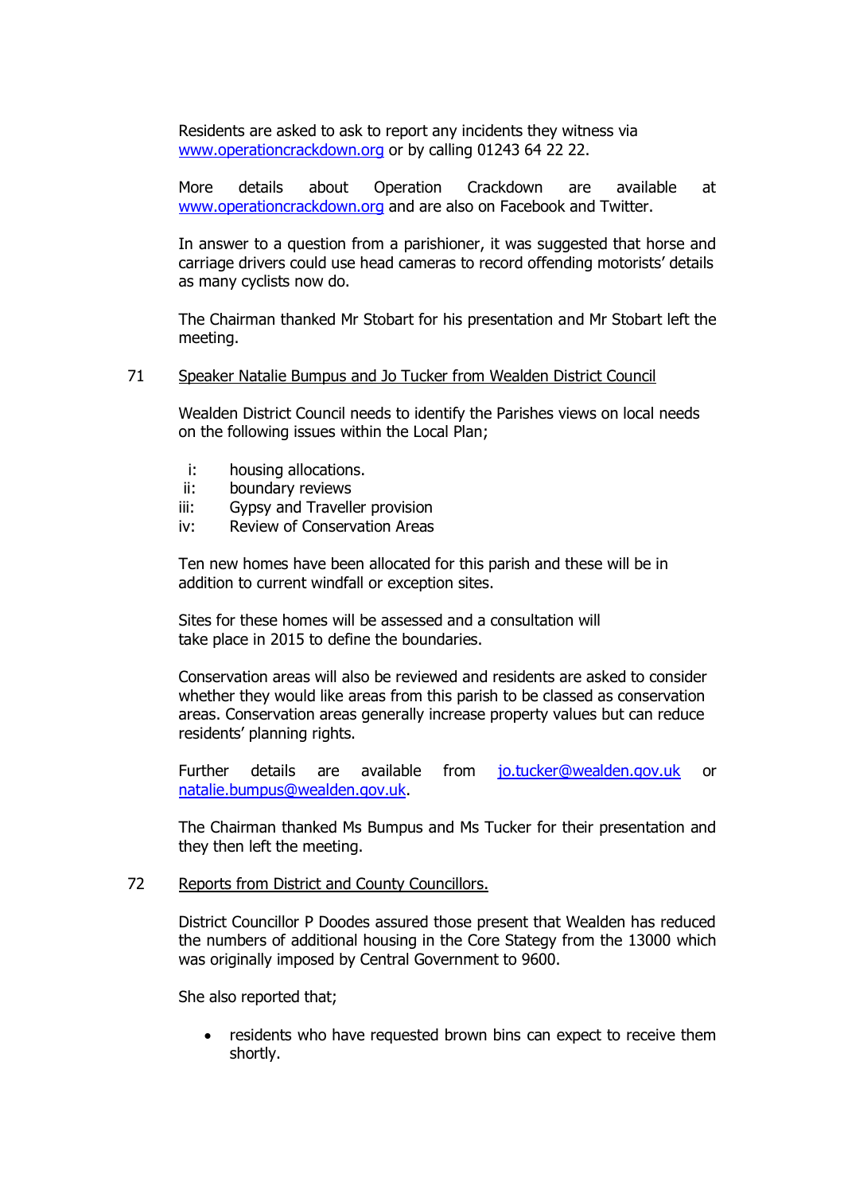Residents are asked to ask to report any incidents they witness via [www.operationcrackdown.org](http://www.operationcrackdown.org) or by calling 01243 64 22 22.

More details about Operation Crackdown are available at [www.operationcrackdown.org](http://www.operationcrackdown.org) and are also on Facebook and Twitter.

In answer to a question from a parishioner, it was suggested that horse and carriage drivers could use head cameras to record offending motorists' details as many cyclists now do.

The Chairman thanked Mr Stobart for his presentation and Mr Stobart left the meeting.

71 Speaker Natalie Bumpus and Jo Tucker from Wealden District Council

Wealden District Council needs to identify the Parishes views on local needs on the following issues within the Local Plan;

- i: housing allocations.
- ii: boundary reviews
- iii: Gypsy and Traveller provision
- iv: Review of Conservation Areas

Ten new homes have been allocated for this parish and these will be in addition to current windfall or exception sites.

Sites for these homes will be assessed and a consultation will take place in 2015 to define the boundaries.

Conservation areas will also be reviewed and residents are asked to consider whether they would like areas from this parish to be classed as conservation areas. Conservation areas generally increase property values but can reduce residents' planning rights.

Further details are available from [jo.tucker@wealden.gov.uk](mailto:jo.tucker@wealden.gov.uk) or [natalie.bumpus@wealden.gov.uk](mailto:natalie.bumpus@wealden.gov.uk).

The Chairman thanked Ms Bumpus and Ms Tucker for their presentation and they then left the meeting.

72 Reports from District and County Councillors.

District Councillor P Doodes assured those present that Wealden has reduced the numbers of additional housing in the Core Stategy from the 13000 which was originally imposed by Central Government to 9600.

She also reported that;

- residents who have requested brown bins can expect to receive them shortly.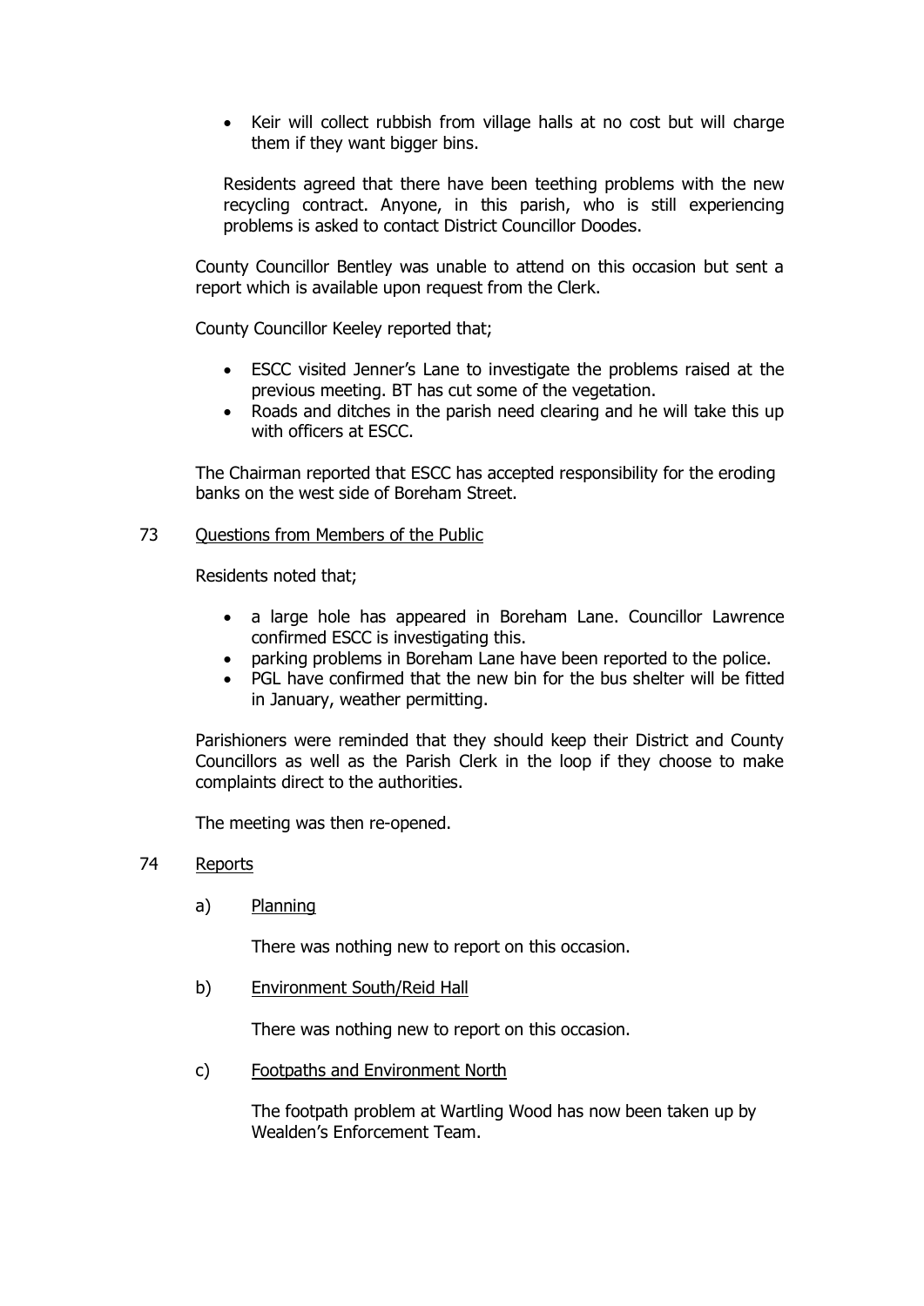- Keir will collect rubbish from village halls at no cost but will charge them if they want bigger bins.

Residents agreed that there have been teething problems with the new recycling contract. Anyone, in this parish, who is still experiencing problems is asked to contact District Councillor Doodes.

County Councillor Bentley was unable to attend on this occasion but sent a report which is available upon request from the Clerk.

County Councillor Keeley reported that;

- ESCC visited Jenner's Lane to investigate the problems raised at the previous meeting. BT has cut some of the vegetation.
- Roads and ditches in the parish need clearing and he will take this up with officers at ESCC.

The Chairman reported that ESCC has accepted responsibility for the eroding banks on the west side of Boreham Street.

73 Questions from Members of the Public

Residents noted that;

- a large hole has appeared in Boreham Lane. Councillor Lawrence confirmed ESCC is investigating this.
- parking problems in Boreham Lane have been reported to the police.
- PGL have confirmed that the new bin for the bus shelter will be fitted in January, weather permitting.

Parishioners were reminded that they should keep their District and County Councillors as well as the Parish Clerk in the loop if they choose to make complaints direct to the authorities.

The meeting was then re-opened.

74 Reports

a) Planning

There was nothing new to report on this occasion.

b) Environment South/Reid Hall

There was nothing new to report on this occasion.

c) Footpaths and Environment North

The footpath problem at Wartling Wood has now been taken up by Wealden's Enforcement Team.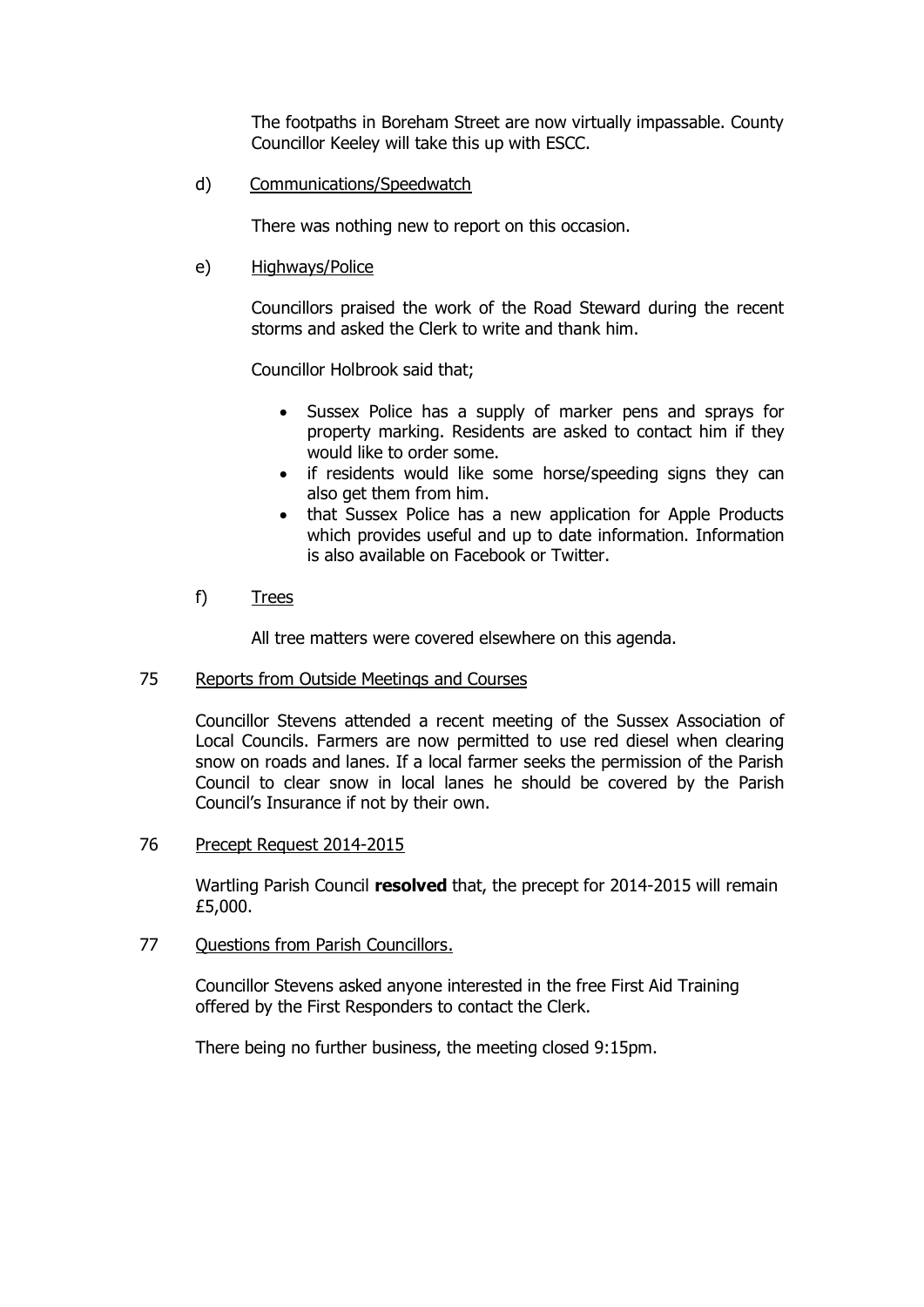The footpaths in Boreham Street are now virtually impassable. County Councillor Keeley will take this up with ESCC.

d) Communications/Speedwatch

There was nothing new to report on this occasion.

e) Highways/Police

Councillors praised the work of the Road Steward during the recent storms and asked the Clerk to write and thank him.

Councillor Holbrook said that;

- Sussex Police has a supply of marker pens and sprays for property marking. Residents are asked to contact him if they would like to order some.
- if residents would like some horse/speeding signs they can also get them from him.
- that Sussex Police has a new application for Apple Products which provides useful and up to date information. Information is also available on Facebook or Twitter.

f) Trees

All tree matters were covered elsewhere on this agenda.

75 Reports from Outside Meetings and Courses

Councillor Stevens attended a recent meeting of the Sussex Association of Local Councils. Farmers are now permitted to use red diesel when clearing snow on roads and lanes. If a local farmer seeks the permission of the Parish Council to clear snow in local lanes he should be covered by the Parish Council's Insurance if not by their own.

76 Precept Request 2014-2015

Wartling Parish Council **resolved** that, the precept for 2014-2015 will remain £5,000.

77 Questions from Parish Councillors.

Councillor Stevens asked anyone interested in the free First Aid Training offered by the First Responders to contact the Clerk.

There being no further business, the meeting closed 9:15pm.